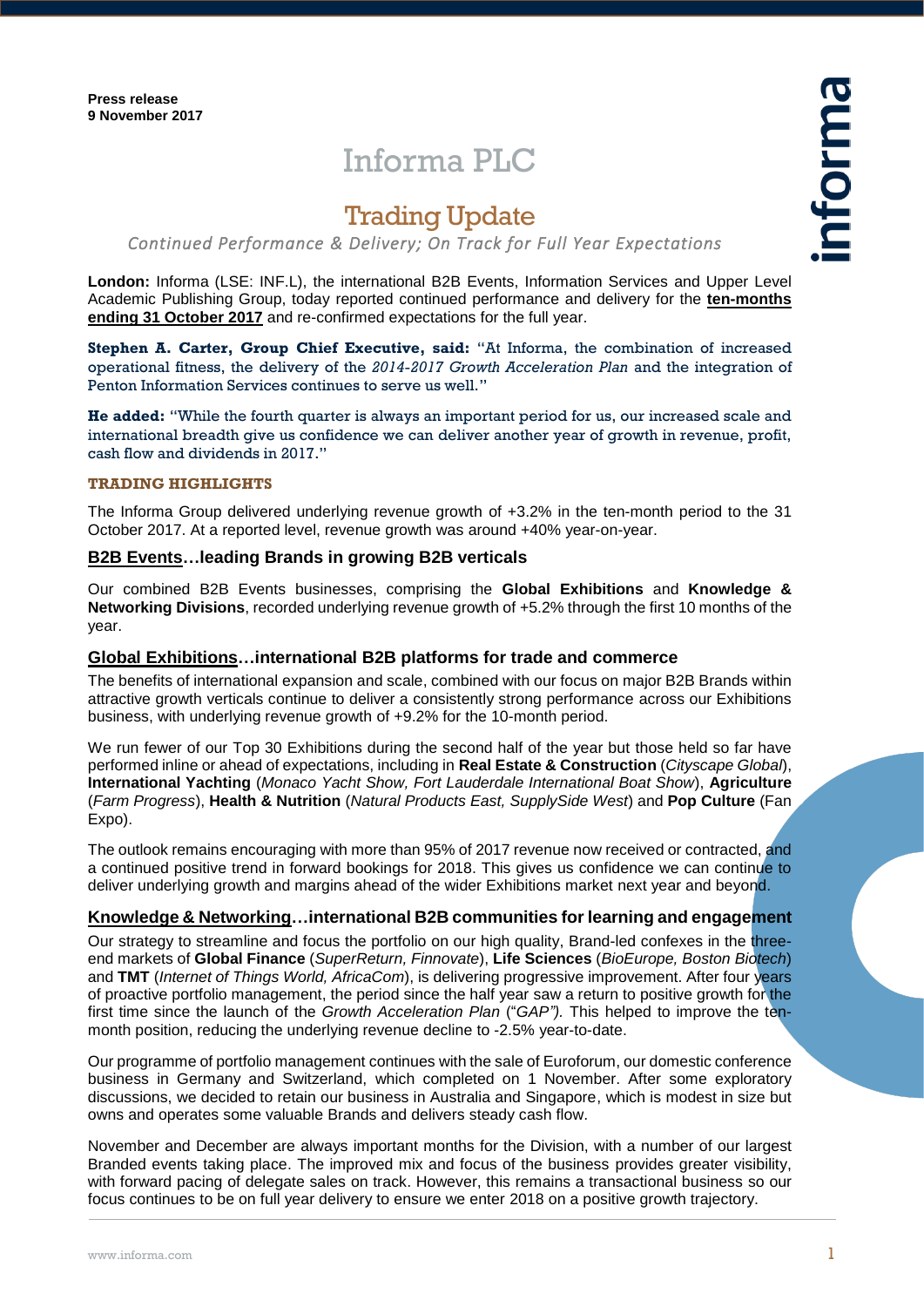**Press release**
**9 November 2017**

# Informa PLC

## Trading Update

*Continued Performance & Delivery; On Track for Full Year Expectations*

**London:** Informa (LSE: INF.L), the international B2B Events, Information Services and Upper Level Academic Publishing Group, today reported continued performance and delivery for the **ten-months ending 31 October 2017** and re-confirmed expectations for the full year.

**Stephen A. Carter, Group Chief Executive, said:** "At Informa, the combination of increased operational fitness, the delivery of the *2014-2017 Growth Acceleration Plan* and the integration of Penton Information Services continues to serve us well."

**He added:** "While the fourth quarter is always an important period for us, our increased scale and international breadth give us confidence we can deliver another year of growth in revenue, profit, cash flow and dividends in 2017."

### TRADING HIGHLIGHTS

The Informa Group delivered underlying revenue growth of +3.2% in the ten-month period to the 31 October 2017. At a reported level, revenue growth was around +40% year-on-year.

### B2B Events…leading Brands in growing B2B verticals

Our combined B2B Events businesses, comprising the **Global Exhibitions** and **Knowledge & Networking Divisions**, recorded underlying revenue growth of +5.2% through the first 10 months of the year.

### Global Exhibitions…international B2B platforms for trade and commerce

The benefits of international expansion and scale, combined with our focus on major B2B Brands within attractive growth verticals continue to deliver a consistently strong performance across our Exhibitions business, with underlying revenue growth of +9.2% for the 10-month period.

We run fewer of our Top 30 Exhibitions during the second half of the year but those held so far have performed inline or ahead of expectations, including in **Real Estate & Construction** (*Cityscape Global*), **International Yachting** (*Monaco Yacht Show, Fort Lauderdale International Boat Show*), **Agriculture** (*Farm Progress*), **Health & Nutrition** (*Natural Products East, SupplySide West*) and **Pop Culture** (Fan Expo).

The outlook remains encouraging with more than 95% of 2017 revenue now received or contracted, and a continued positive trend in forward bookings for 2018. This gives us confidence we can continue to deliver underlying growth and margins ahead of the wider Exhibitions market next year and beyond.

### Knowledge & Networking…international B2B communities for learning and engagement

Our strategy to streamline and focus the portfolio on our high quality, Brand-led confexes in the three-end markets of **Global Finance** (*SuperReturn, Finnovate*), **Life Sciences** (*BioEurope, Boston Biotech*) and **TMT** (*Internet of Things World, AfricaCom*), is delivering progressive improvement. After four years of proactive portfolio management, the period since the half year saw a return to positive growth for the first time since the launch of the *Growth Acceleration Plan* ("*GAP").* This helped to improve the ten-month position, reducing the underlying revenue decline to -2.5% year-to-date.

Our programme of portfolio management continues with the sale of Euroforum, our domestic conference business in Germany and Switzerland, which completed on 1 November. After some exploratory discussions, we decided to retain our business in Australia and Singapore, which is modest in size but owns and operates some valuable Brands and delivers steady cash flow.

November and December are always important months for the Division, with a number of our largest Branded events taking place. The improved mix and focus of the business provides greater visibility, with forward pacing of delegate sales on track. However, this remains a transactional business so our focus continues to be on full year delivery to ensure we enter 2018 on a positive growth trajectory.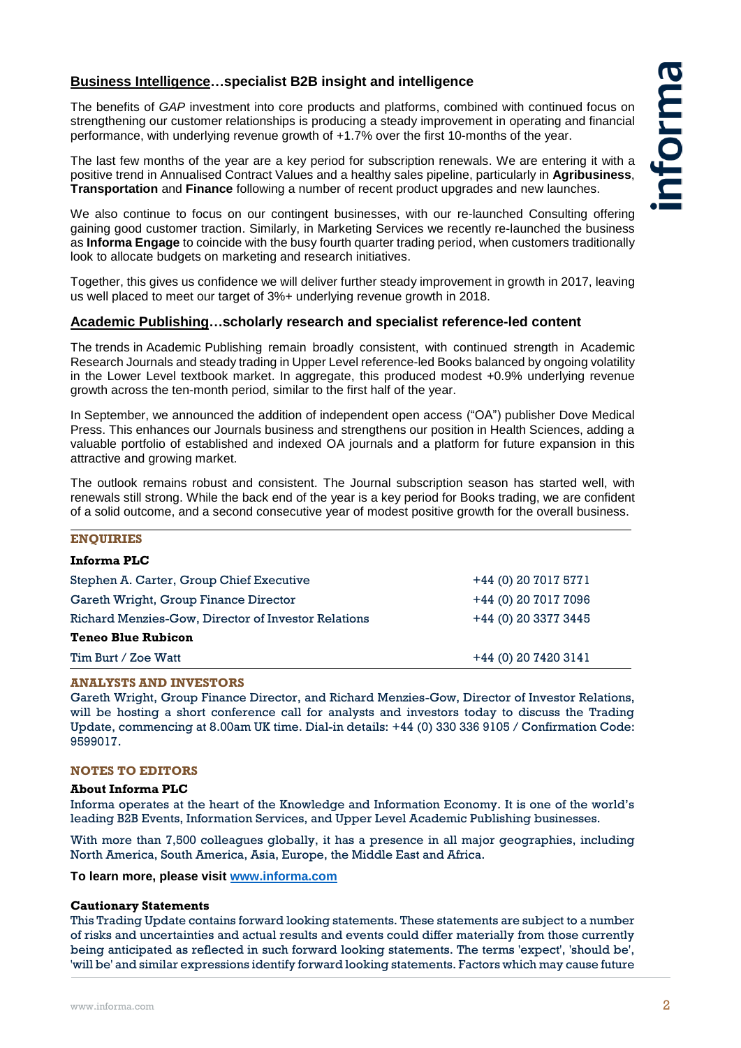## Business Intelligence…specialist B2B insight and intelligence

The benefits of *GAP* investment into core products and platforms, combined with continued focus on strengthening our customer relationships is producing a steady improvement in operating and financial performance, with underlying revenue growth of +1.7% over the first 10-months of the year.

The last few months of the year are a key period for subscription renewals. We are entering it with a positive trend in Annualised Contract Values and a healthy sales pipeline, particularly in **Agribusiness**, **Transportation** and **Finance** following a number of recent product upgrades and new launches.

We also continue to focus on our contingent businesses, with our re-launched Consulting offering gaining good customer traction. Similarly, in Marketing Services we recently re-launched the business as **Informa Engage** to coincide with the busy fourth quarter trading period, when customers traditionally look to allocate budgets on marketing and research initiatives.

Together, this gives us confidence we will deliver further steady improvement in growth in 2017, leaving us well placed to meet our target of 3%+ underlying revenue growth in 2018.

## Academic Publishing…scholarly research and specialist reference-led content

The trends in Academic Publishing remain broadly consistent, with continued strength in Academic Research Journals and steady trading in Upper Level reference-led Books balanced by ongoing volatility in the Lower Level textbook market. In aggregate, this produced modest +0.9% underlying revenue growth across the ten-month period, similar to the first half of the year.

In September, we announced the addition of independent open access ("OA") publisher Dove Medical Press. This enhances our Journals business and strengthens our position in Health Sciences, adding a valuable portfolio of established and indexed OA journals and a platform for future expansion in this attractive and growing market.

The outlook remains robust and consistent. The Journal subscription season has started well, with renewals still strong. While the back end of the year is a key period for Books trading, we are confident of a solid outcome, and a second consecutive year of modest positive growth for the overall business.

### ENQUIRIES

| | |
|---|---|
| **Informa PLC** | |
| Stephen A. Carter, Group Chief Executive | +44 (0) 20 7017 5771 |
| Gareth Wright, Group Finance Director | +44 (0) 20 7017 7096 |
| Richard Menzies-Gow, Director of Investor Relations | +44 (0) 20 3377 3445 |
| **Teneo Blue Rubicon** | |
| Tim Burt / Zoe Watt | +44 (0) 20 7420 3141 |

### ANALYSTS AND INVESTORS

Gareth Wright, Group Finance Director, and Richard Menzies-Gow, Director of Investor Relations, will be hosting a short conference call for analysts and investors today to discuss the Trading Update, commencing at 8.00am UK time. Dial-in details: +44 (0) 330 336 9105 / Confirmation Code: 9599017.

### NOTES TO EDITORS

**About Informa PLC**

Informa operates at the heart of the Knowledge and Information Economy. It is one of the world's leading B2B Events, Information Services, and Upper Level Academic Publishing businesses.

With more than 7,500 colleagues globally, it has a presence in all major geographies, including North America, South America, Asia, Europe, the Middle East and Africa.

**To learn more, please visit www.informa.com**

**Cautionary Statements**

This Trading Update contains forward looking statements. These statements are subject to a number of risks and uncertainties and actual results and events could differ materially from those currently being anticipated as reflected in such forward looking statements. The terms 'expect', 'should be', 'will be' and similar expressions identify forward looking statements. Factors which may cause future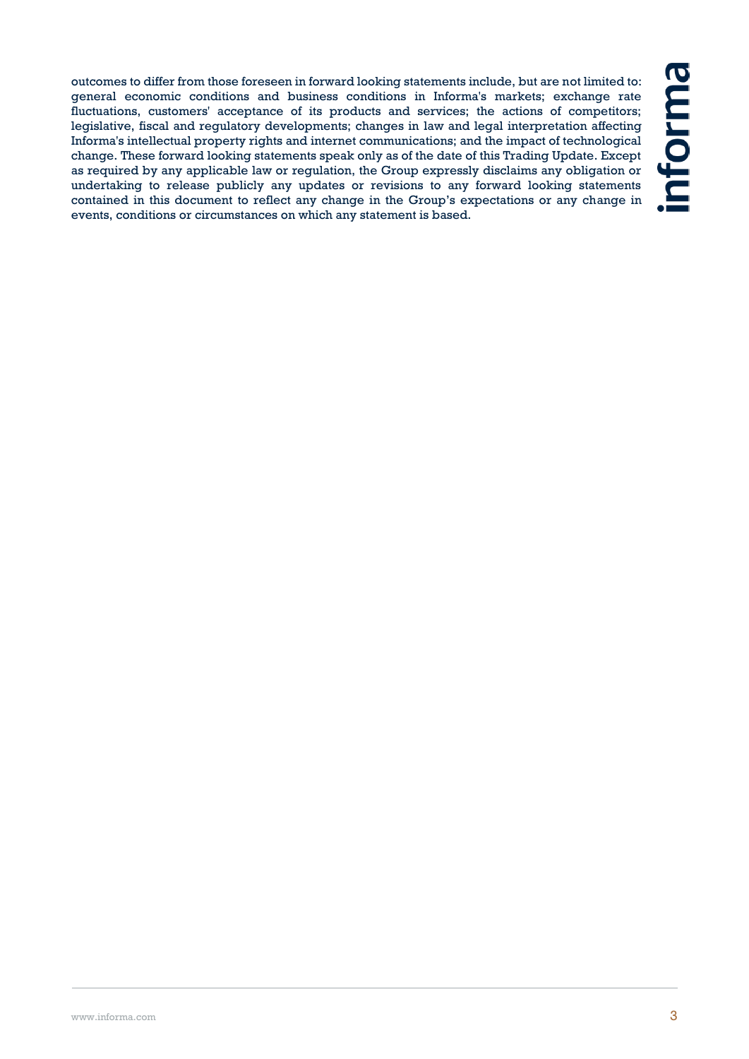outcomes to differ from those foreseen in forward looking statements include, but are not limited to: general economic conditions and business conditions in Informa's markets; exchange rate fluctuations, customers' acceptance of its products and services; the actions of competitors; legislative, fiscal and regulatory developments; changes in law and legal interpretation affecting Informa's intellectual property rights and internet communications; and the impact of technological change. These forward looking statements speak only as of the date of this Trading Update. Except as required by any applicable law or regulation, the Group expressly disclaims any obligation or undertaking to release publicly any updates or revisions to any forward looking statements contained in this document to reflect any change in the Group's expectations or any change in events, conditions or circumstances on which any statement is based.